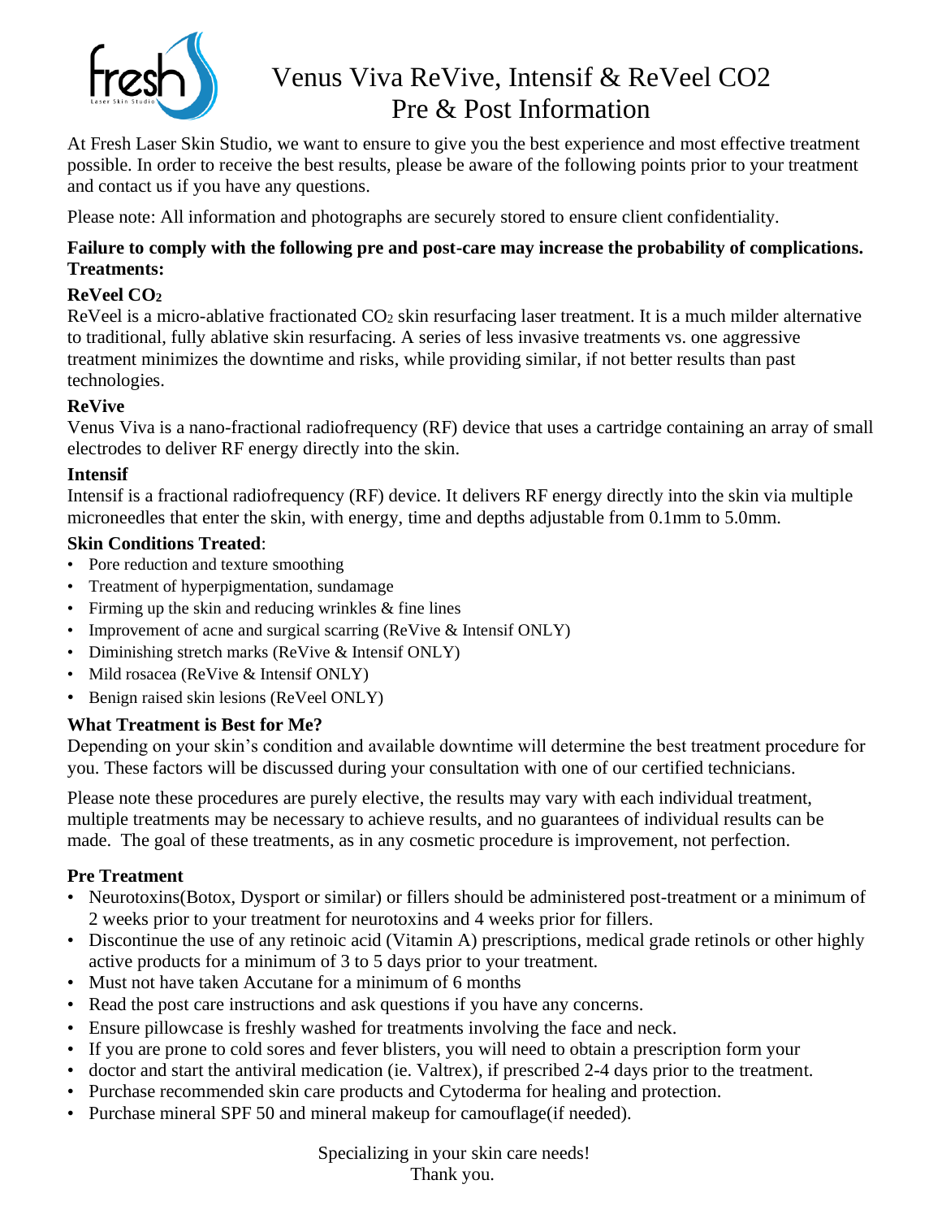# Venus Viva ReVive, Intensif & ReVeel CO2 Pre & Post Information

At Fresh Laser Skin Studio, we want to ensure to give you the best experience and most effective treatment possible. In order to receive the best results, please be aware of the following points prior to your treatment and contact us if you have any questions.

Please note: All information and photographs are securely stored to ensure client confidentiality.

**Failure to comply with the following pre and post-care may increase the probability of complications.**

**Treatments:**

### ReVeel $CO_2$

ReVeel is a micro-ablative fractionated $CO_2$ skin resurfacing laser treatment. It is a much milder alternative to traditional, fully ablative skin resurfacing. A series of less invasive treatments vs. one aggressive treatment minimizes the downtime and risks, while providing similar, if not better results than past technologies.

### ReVive

Venus Viva is a nano-fractional radiofrequency (RF) device that uses a cartridge containing an array of small electrodes to deliver RF energy directly into the skin.

### Intensif

Intensif is a fractional radiofrequency (RF) device. It delivers RF energy directly into the skin via multiple microneedles that enter the skin, with energy, time and depths adjustable from 0.1mm to 5.0mm.

### Skin Conditions Treated:

- Pore reduction and texture smoothing
- Treatment of hyperpigmentation, sundamage
- Firming up the skin and reducing wrinkles & fine lines
- Improvement of acne and surgical scarring (ReVive & Intensif ONLY)
- Diminishing stretch marks (ReVive & Intensif ONLY)
- Mild rosacea (ReVive & Intensif ONLY)
- Benign raised skin lesions (ReVeel ONLY)

### What Treatment is Best for Me?

Depending on your skin's condition and available downtime will determine the best treatment procedure for you. These factors will be discussed during your consultation with one of our certified technicians.

Please note these procedures are purely elective, the results may vary with each individual treatment, multiple treatments may be necessary to achieve results, and no guarantees of individual results can be made. The goal of these treatments, as in any cosmetic procedure is improvement, not perfection.

### Pre Treatment

- Neurotoxins(Botox, Dysport or similar) or fillers should be administered post-treatment or a minimum of 2 weeks prior to your treatment for neurotoxins and 4 weeks prior for fillers.
- Discontinue the use of any retinoic acid (Vitamin A) prescriptions, medical grade retinols or other highly active products for a minimum of 3 to 5 days prior to your treatment.
- Must not have taken Accutane for a minimum of 6 months
- Read the post care instructions and ask questions if you have any concerns.
- Ensure pillowcase is freshly washed for treatments involving the face and neck.
- If you are prone to cold sores and fever blisters, you will need to obtain a prescription form your
- doctor and start the antiviral medication (ie. Valtrex), if prescribed 2-4 days prior to the treatment.
- Purchase recommended skin care products and Cytoderma for healing and protection.
- Purchase mineral SPF 50 and mineral makeup for camouflage(if needed).

Specializing in your skin care needs!
Thank you.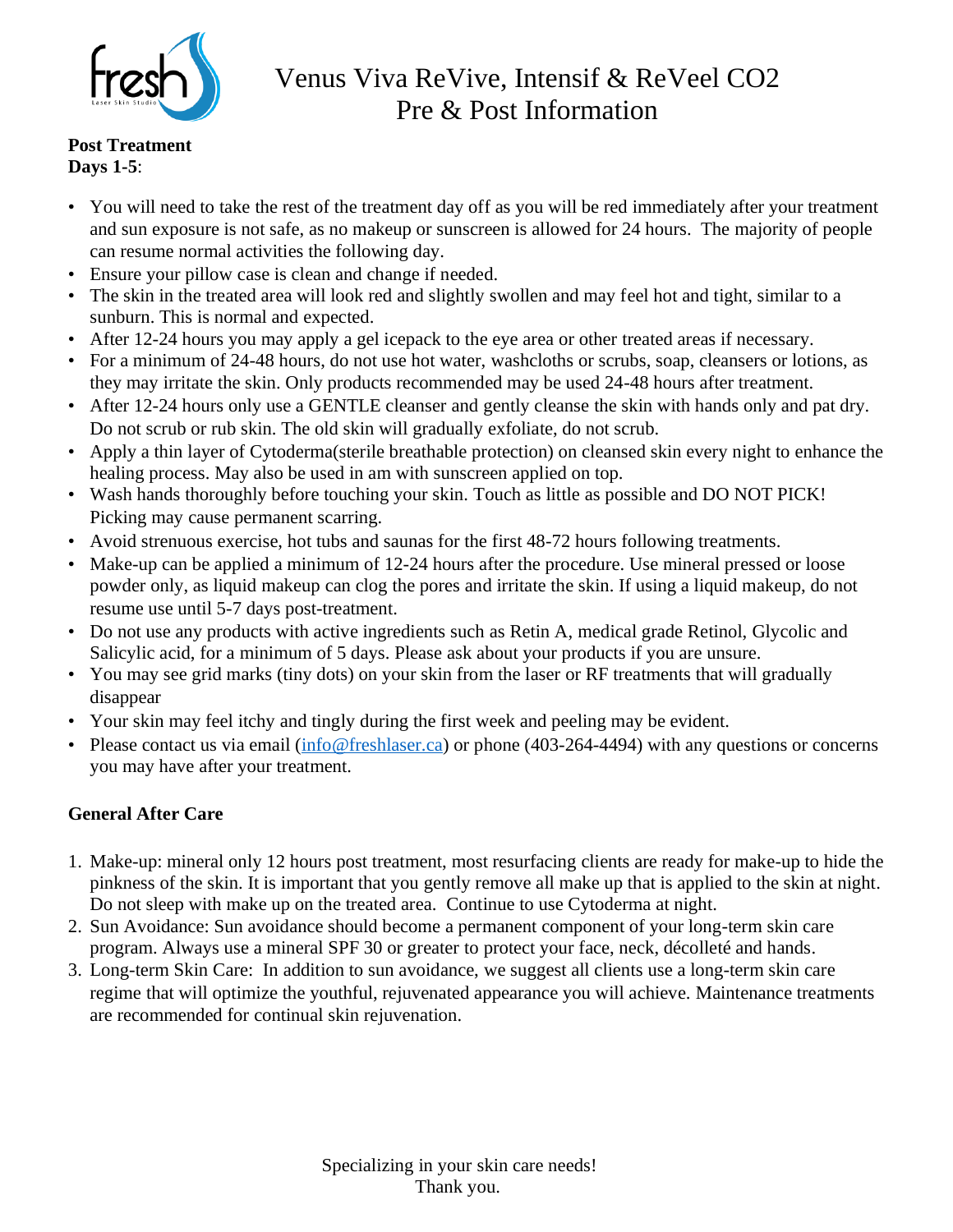# Venus Viva ReVive, Intensif & ReVeel CO2 Pre & Post Information

**Post Treatment**
**Days 1-5**:

- You will need to take the rest of the treatment day off as you will be red immediately after your treatment and sun exposure is not safe, as no makeup or sunscreen is allowed for 24 hours. The majority of people can resume normal activities the following day.
- Ensure your pillow case is clean and change if needed.
- The skin in the treated area will look red and slightly swollen and may feel hot and tight, similar to a sunburn. This is normal and expected.
- After 12-24 hours you may apply a gel icepack to the eye area or other treated areas if necessary.
- For a minimum of 24-48 hours, do not use hot water, washcloths or scrubs, soap, cleansers or lotions, as they may irritate the skin. Only products recommended may be used 24-48 hours after treatment.
- After 12-24 hours only use a GENTLE cleanser and gently cleanse the skin with hands only and pat dry. Do not scrub or rub skin. The old skin will gradually exfoliate, do not scrub.
- Apply a thin layer of Cytoderma(sterile breathable protection) on cleansed skin every night to enhance the healing process. May also be used in am with sunscreen applied on top.
- Wash hands thoroughly before touching your skin. Touch as little as possible and DO NOT PICK! Picking may cause permanent scarring.
- Avoid strenuous exercise, hot tubs and saunas for the first 48-72 hours following treatments.
- Make-up can be applied a minimum of 12-24 hours after the procedure. Use mineral pressed or loose powder only, as liquid makeup can clog the pores and irritate the skin. If using a liquid makeup, do not resume use until 5-7 days post-treatment.
- Do not use any products with active ingredients such as Retin A, medical grade Retinol, Glycolic and Salicylic acid, for a minimum of 5 days. Please ask about your products if you are unsure.
- You may see grid marks (tiny dots) on your skin from the laser or RF treatments that will gradually disappear
- Your skin may feel itchy and tingly during the first week and peeling may be evident.
- Please contact us via email (info@freshlaser.ca) or phone (403-264-4494) with any questions or concerns you may have after your treatment.

**General After Care**

1. Make-up: mineral only 12 hours post treatment, most resurfacing clients are ready for make-up to hide the pinkness of the skin. It is important that you gently remove all make up that is applied to the skin at night. Do not sleep with make up on the treated area. Continue to use Cytoderma at night.
2. Sun Avoidance: Sun avoidance should become a permanent component of your long-term skin care program. Always use a mineral SPF 30 or greater to protect your face, neck, décolleté and hands.
3. Long-term Skin Care: In addition to sun avoidance, we suggest all clients use a long-term skin care regime that will optimize the youthful, rejuvenated appearance you will achieve. Maintenance treatments are recommended for continual skin rejuvenation.

Specializing in your skin care needs!
Thank you.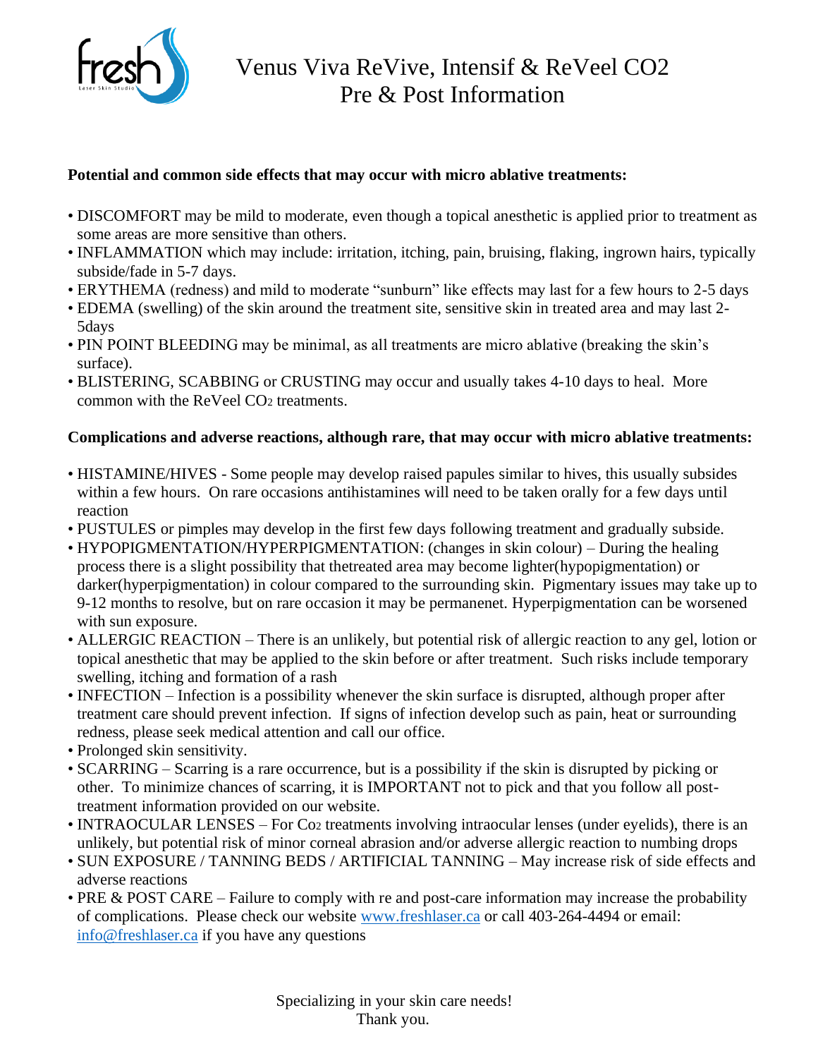# Venus Viva ReVive, Intensif & ReVeel $CO_2$ Pre & Post Information

**Potential and common side effects that may occur with micro ablative treatments:**

- DISCOMFORT may be mild to moderate, even though a topical anesthetic is applied prior to treatment as some areas are more sensitive than others.
- INFLAMMATION which may include: irritation, itching, pain, bruising, flaking, ingrown hairs, typically subside/fade in 5-7 days.
- ERYTHEMA (redness) and mild to moderate "sunburn" like effects may last for a few hours to 2-5 days
- EDEMA (swelling) of the skin around the treatment site, sensitive skin in treated area and may last 2-5days
- PIN POINT BLEEDING may be minimal, as all treatments are micro ablative (breaking the skin's surface).
- BLISTERING, SCABBING or CRUSTING may occur and usually takes 4-10 days to heal. More common with the ReVeel $CO_2$ treatments.

**Complications and adverse reactions, although rare, that may occur with micro ablative treatments:**

- HISTAMINE/HIVES - Some people may develop raised papules similar to hives, this usually subsides within a few hours. On rare occasions antihistamines will need to be taken orally for a few days until reaction
- PUSTULES or pimples may develop in the first few days following treatment and gradually subside.
- HYPOPIGMENTATION/HYPERPIGMENTATION: (changes in skin colour) – During the healing process there is a slight possibility that thetreated area may become lighter(hypopigmentation) or darker(hyperpigmentation) in colour compared to the surrounding skin. Pigmentary issues may take up to 9-12 months to resolve, but on rare occasion it may be permanenet. Hyperpigmentation can be worsened with sun exposure.
- ALLERGIC REACTION – There is an unlikely, but potential risk of allergic reaction to any gel, lotion or topical anesthetic that may be applied to the skin before or after treatment. Such risks include temporary swelling, itching and formation of a rash
- INFECTION – Infection is a possibility whenever the skin surface is disrupted, although proper after treatment care should prevent infection. If signs of infection develop such as pain, heat or surrounding redness, please seek medical attention and call our office.
- Prolonged skin sensitivity.
- SCARRING – Scarring is a rare occurrence, but is a possibility if the skin is disrupted by picking or other. To minimize chances of scarring, it is IMPORTANT not to pick and that you follow all post-treatment information provided on our website.
- INTRAOCULAR LENSES – For $Co_2$ treatments involving intraocular lenses (under eyelids), there is an unlikely, but potential risk of minor corneal abrasion and/or adverse allergic reaction to numbing drops
- SUN EXPOSURE / TANNING BEDS / ARTIFICIAL TANNING – May increase risk of side effects and adverse reactions
- PRE & POST CARE – Failure to comply with re and post-care information may increase the probability of complications. Please check our website [www.freshlaser.ca](www.freshlaser.ca) or call 403-264-4494 or email: [info@freshlaser.ca](mailto:info@freshlaser.ca) if you have any questions

Specializing in your skin care needs!
Thank you.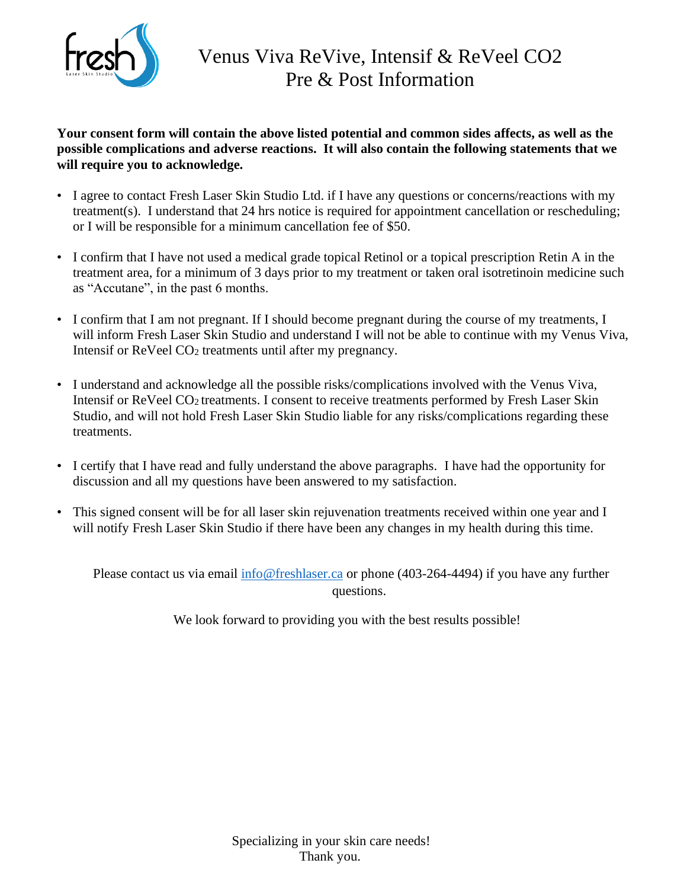# Venus Viva ReVive, Intensif & ReVeel CO2 Pre & Post Information

**Your consent form will contain the above listed potential and common sides affects, as well as the possible complications and adverse reactions. It will also contain the following statements that we will require you to acknowledge.**

- I agree to contact Fresh Laser Skin Studio Ltd. if I have any questions or concerns/reactions with my treatment(s). I understand that 24 hrs notice is required for appointment cancellation or rescheduling; or I will be responsible for a minimum cancellation fee of $50.
- I confirm that I have not used a medical grade topical Retinol or a topical prescription Retin A in the treatment area, for a minimum of 3 days prior to my treatment or taken oral isotretinoin medicine such as "Accutane", in the past 6 months.
- I confirm that I am not pregnant. If I should become pregnant during the course of my treatments, I will inform Fresh Laser Skin Studio and understand I will not be able to continue with my Venus Viva, Intensif or ReVeel $CO_2$ treatments until after my pregnancy.
- I understand and acknowledge all the possible risks/complications involved with the Venus Viva, Intensif or ReVeel $CO_2$ treatments. I consent to receive treatments performed by Fresh Laser Skin Studio, and will not hold Fresh Laser Skin Studio liable for any risks/complications regarding these treatments.
- I certify that I have read and fully understand the above paragraphs. I have had the opportunity for discussion and all my questions have been answered to my satisfaction.
- This signed consent will be for all laser skin rejuvenation treatments received within one year and I will notify Fresh Laser Skin Studio if there have been any changes in my health during this time.

Please contact us via email info@freshlaser.ca or phone (403-264-4494) if you have any further questions.

We look forward to providing you with the best results possible!

Specializing in your skin care needs!
Thank you.